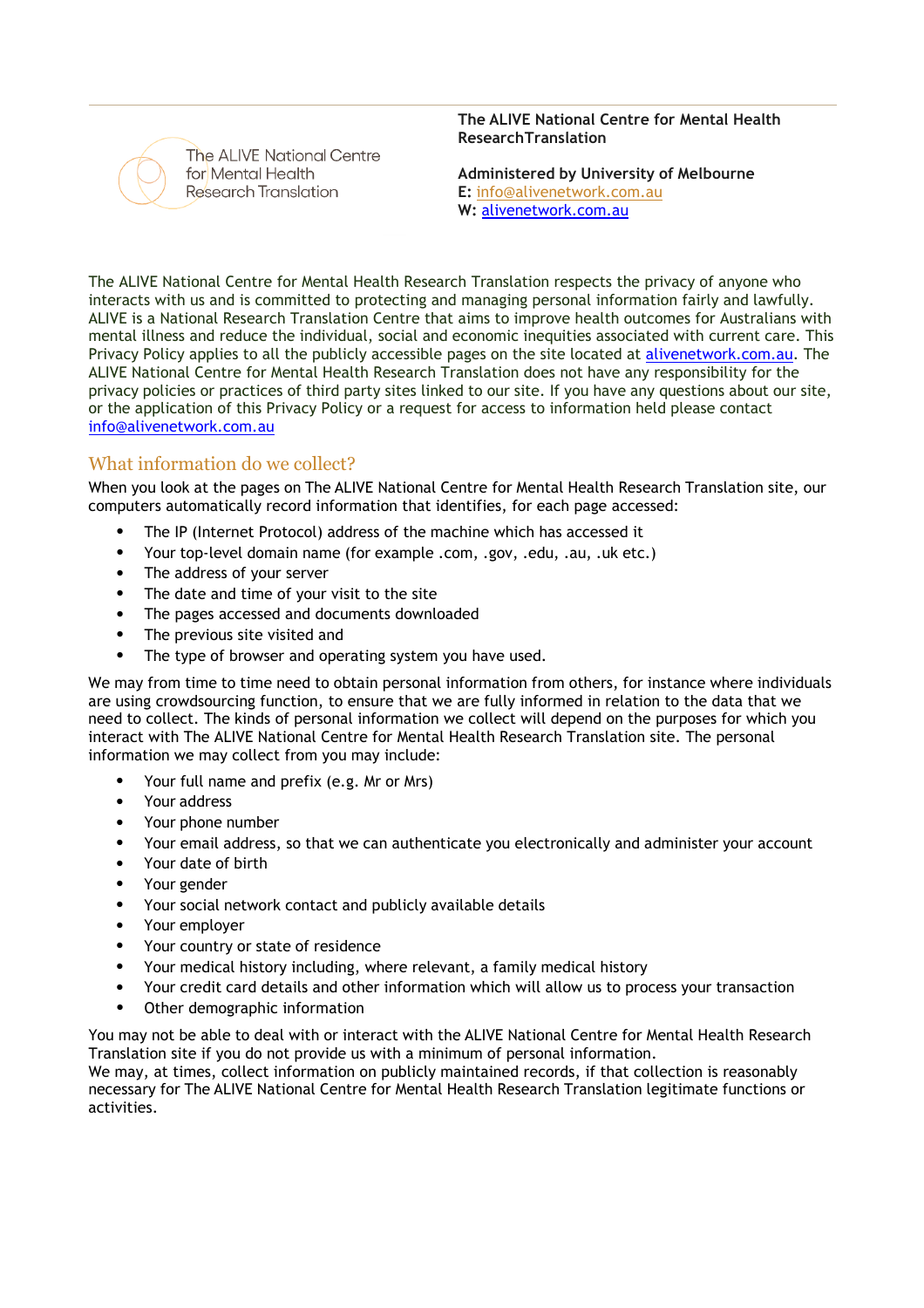The ALIVE National Centre for Mental Health Research Translation

**The ALIVE National Centre for Mental Health ResearchTranslation**

**Administered by University of Melbourne**
**E:** info@alivenetwork.com.au
**W:** alivenetwork.com.au

The ALIVE National Centre for Mental Health Research Translation respects the privacy of anyone who interacts with us and is committed to protecting and managing personal information fairly and lawfully. ALIVE is a National Research Translation Centre that aims to improve health outcomes for Australians with mental illness and reduce the individual, social and economic inequities associated with current care. This Privacy Policy applies to all the publicly accessible pages on the site located at alivenetwork.com.au. The ALIVE National Centre for Mental Health Research Translation does not have any responsibility for the privacy policies or practices of third party sites linked to our site. If you have any questions about our site, or the application of this Privacy Policy or a request for access to information held please contact info@alivenetwork.com.au

## What information do we collect?

When you look at the pages on The ALIVE National Centre for Mental Health Research Translation site, our computers automatically record information that identifies, for each page accessed:

- The IP (Internet Protocol) address of the machine which has accessed it
- Your top-level domain name (for example .com, .gov, .edu, .au, .uk etc.)
- The address of your server
- The date and time of your visit to the site
- The pages accessed and documents downloaded
- The previous site visited and
- The type of browser and operating system you have used.

We may from time to time need to obtain personal information from others, for instance where individuals are using crowdsourcing function, to ensure that we are fully informed in relation to the data that we need to collect. The kinds of personal information we collect will depend on the purposes for which you interact with The ALIVE National Centre for Mental Health Research Translation site. The personal information we may collect from you may include:

- Your full name and prefix (e.g. Mr or Mrs)
- Your address
- Your phone number
- Your email address, so that we can authenticate you electronically and administer your account
- Your date of birth
- Your gender
- Your social network contact and publicly available details
- Your employer
- Your country or state of residence
- Your medical history including, where relevant, a family medical history
- Your credit card details and other information which will allow us to process your transaction
- Other demographic information

You may not be able to deal with or interact with the ALIVE National Centre for Mental Health Research Translation site if you do not provide us with a minimum of personal information.
We may, at times, collect information on publicly maintained records, if that collection is reasonably necessary for The ALIVE National Centre for Mental Health Research Translation legitimate functions or activities.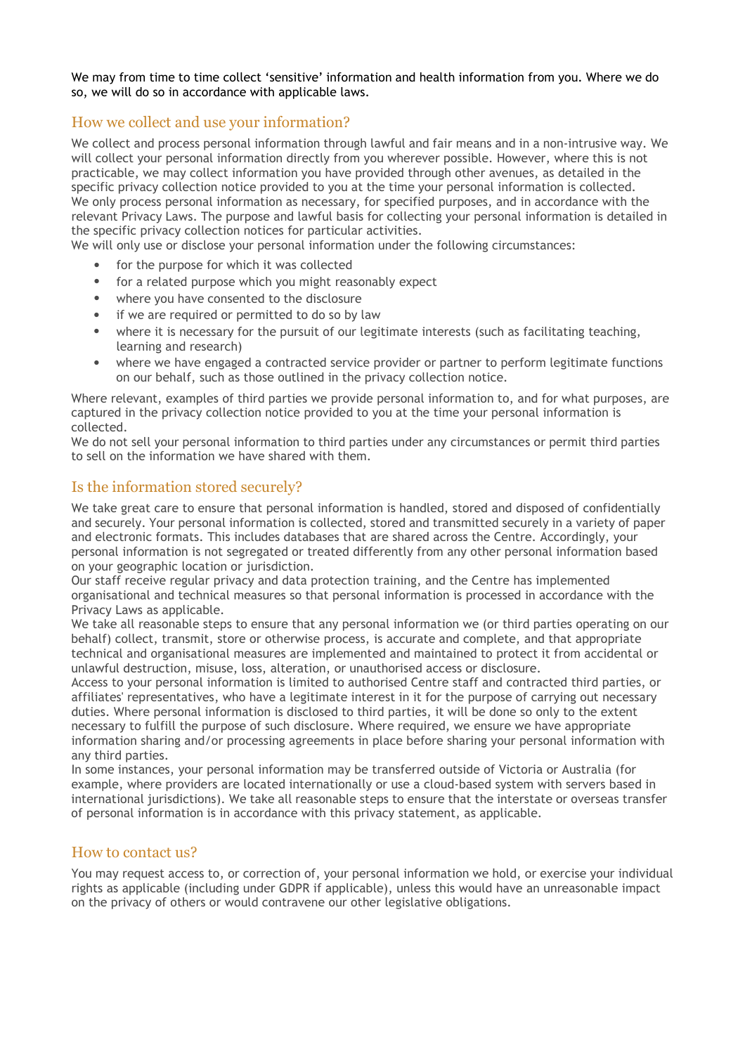We may from time to time collect 'sensitive' information and health information from you. Where we do so, we will do so in accordance with applicable laws.

## How we collect and use your information?

We collect and process personal information through lawful and fair means and in a non-intrusive way. We will collect your personal information directly from you wherever possible. However, where this is not practicable, we may collect information you have provided through other avenues, as detailed in the specific privacy collection notice provided to you at the time your personal information is collected.
We only process personal information as necessary, for specified purposes, and in accordance with the relevant Privacy Laws. The purpose and lawful basis for collecting your personal information is detailed in the specific privacy collection notices for particular activities.
We will only use or disclose your personal information under the following circumstances:

- for the purpose for which it was collected
- for a related purpose which you might reasonably expect
- where you have consented to the disclosure
- if we are required or permitted to do so by law
- where it is necessary for the pursuit of our legitimate interests (such as facilitating teaching, learning and research)
- where we have engaged a contracted service provider or partner to perform legitimate functions on our behalf, such as those outlined in the privacy collection notice.

Where relevant, examples of third parties we provide personal information to, and for what purposes, are captured in the privacy collection notice provided to you at the time your personal information is collected.
We do not sell your personal information to third parties under any circumstances or permit third parties to sell on the information we have shared with them.

## Is the information stored securely?

We take great care to ensure that personal information is handled, stored and disposed of confidentially and securely. Your personal information is collected, stored and transmitted securely in a variety of paper and electronic formats. This includes databases that are shared across the Centre. Accordingly, your personal information is not segregated or treated differently from any other personal information based on your geographic location or jurisdiction.
Our staff receive regular privacy and data protection training, and the Centre has implemented organisational and technical measures so that personal information is processed in accordance with the Privacy Laws as applicable.
We take all reasonable steps to ensure that any personal information we (or third parties operating on our behalf) collect, transmit, store or otherwise process, is accurate and complete, and that appropriate technical and organisational measures are implemented and maintained to protect it from accidental or unlawful destruction, misuse, loss, alteration, or unauthorised access or disclosure.
Access to your personal information is limited to authorised Centre staff and contracted third parties, or affiliates' representatives, who have a legitimate interest in it for the purpose of carrying out necessary duties. Where personal information is disclosed to third parties, it will be done so only to the extent necessary to fulfill the purpose of such disclosure. Where required, we ensure we have appropriate information sharing and/or processing agreements in place before sharing your personal information with any third parties.
In some instances, your personal information may be transferred outside of Victoria or Australia (for example, where providers are located internationally or use a cloud-based system with servers based in international jurisdictions). We take all reasonable steps to ensure that the interstate or overseas transfer of personal information is in accordance with this privacy statement, as applicable.

## How to contact us?

You may request access to, or correction of, your personal information we hold, or exercise your individual rights as applicable (including under GDPR if applicable), unless this would have an unreasonable impact on the privacy of others or would contravene our other legislative obligations.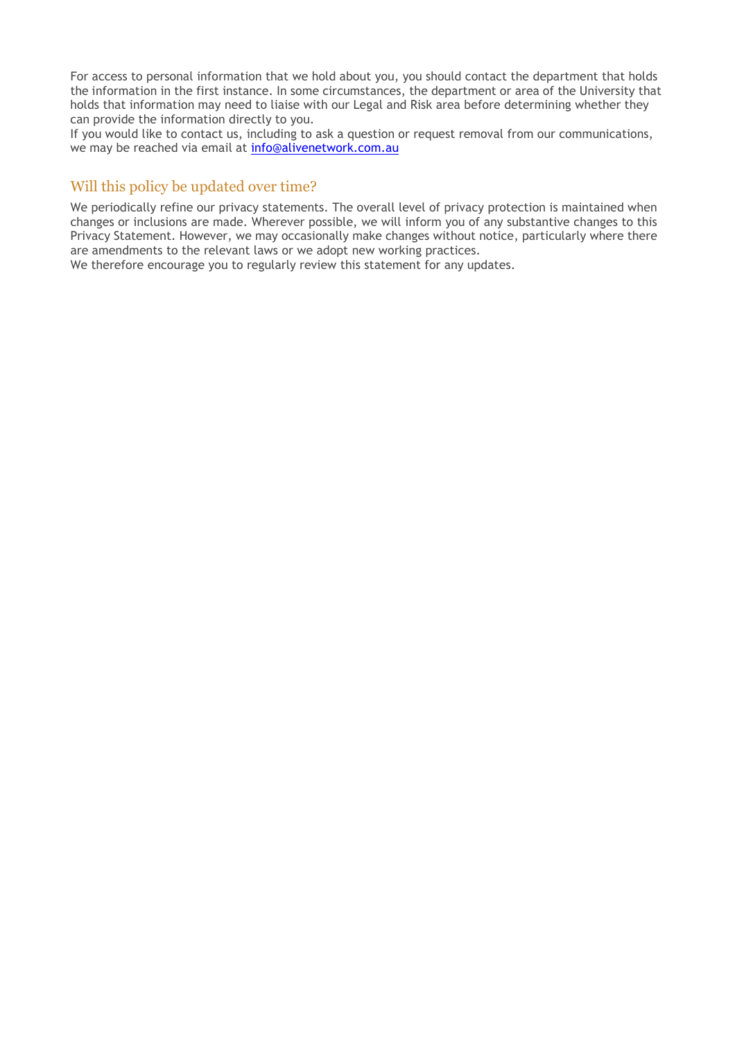For access to personal information that we hold about you, you should contact the department that holds the information in the first instance. In some circumstances, the department or area of the University that holds that information may need to liaise with our Legal and Risk area before determining whether they can provide the information directly to you.

If you would like to contact us, including to ask a question or request removal from our communications, we may be reached via email at [info@alivenetwork.com.au](mailto:info@alivenetwork.com.au)

## Will this policy be updated over time?

We periodically refine our privacy statements. The overall level of privacy protection is maintained when changes or inclusions are made. Wherever possible, we will inform you of any substantive changes to this Privacy Statement. However, we may occasionally make changes without notice, particularly where there are amendments to the relevant laws or we adopt new working practices.

We therefore encourage you to regularly review this statement for any updates.